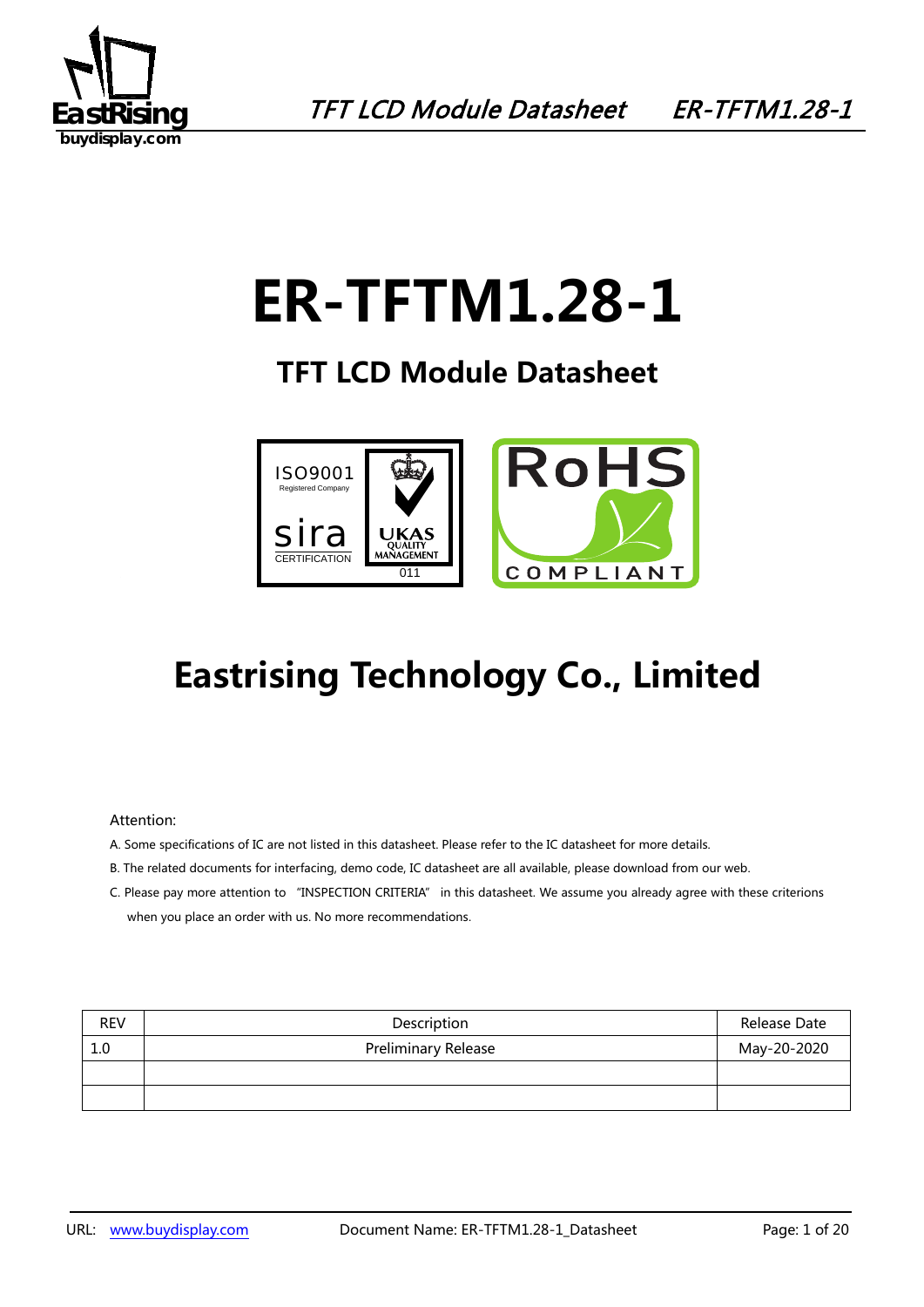# ER-TFTM1.28-1

## TFT LCD Module Datasheet

# Eastrising Technology Co., Limited

Attention:

A. Some specifications of IC are not listed in this datasheet. Please refer to the IC datasheet for more details.

B. The related documents for interfacing, demo code, IC datasheet are all available, please download from our web.

C. Please pay more attention to "INSPECTION CRITERIA" in this datasheet. We assume you already agree with these criterions when you place an order with us. No more recommendations.

| REV | Description | Release Date |
|---|---|---|
| 1.0 | Preliminary Release | May-20-2020 |
| | | |
| | | |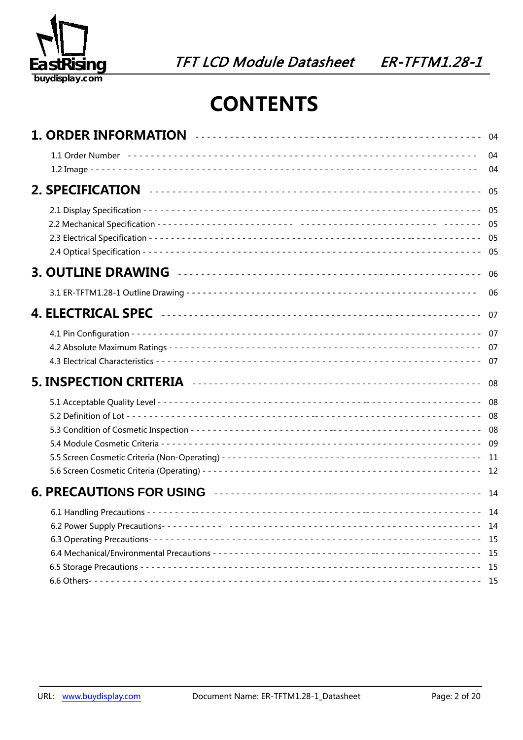# CONTENTS

**1. ORDER INFORMATION** ---------------------------------------- 04

1.1 Order Number ---------------------------------------- 04

1.2 Image ---------------------------------------- 04

**2. SPECIFICATION** ---------------------------------------- 05

2.1 Display Specification ---------------------------------------- 05

2.2 Mechanical Specification ---------------------------------------- 05

2.3 Electrical Specification ---------------------------------------- 05

2.4 Optical Specification ---------------------------------------- 05

**3. OUTLINE DRAWING** ---------------------------------------- 06

3.1 ER-TFTM1.28-1 Outline Drawing ---------------------------------------- 06

**4. ELECTRICAL SPEC** ---------------------------------------- 07

4.1 Pin Configuration ---------------------------------------- 07

4.2 Absolute Maximum Ratings ---------------------------------------- 07

4.3 Electrical Characteristics ---------------------------------------- 07

**5. INSPECTION CRITERIA** ---------------------------------------- 08

5.1 Acceptable Quality Level ---------------------------------------- 08

5.2 Definition of Lot ---------------------------------------- 08

5.3 Condition of Cosmetic Inspection ---------------------------------------- 08

5.4 Module Cosmetic Criteria ---------------------------------------- 09

5.5 Screen Cosmetic Criteria (Non-Operating) ---------------------------------------- 11

5.6 Screen Cosmetic Criteria (Operating) ---------------------------------------- 12

**6. PRECAUTIONS FOR USING** ---------------------------------------- 14

6.1 Handling Precautions ---------------------------------------- 14

6.2 Power Supply Precautions- ---------------------------------------- 14

6.3 Operating Precautions- ---------------------------------------- 15

6.4 Mechanical/Environmental Precautions ---------------------------------------- 15

6.5 Storage Precautions ---------------------------------------- 15

6.6 Others- ---------------------------------------- 15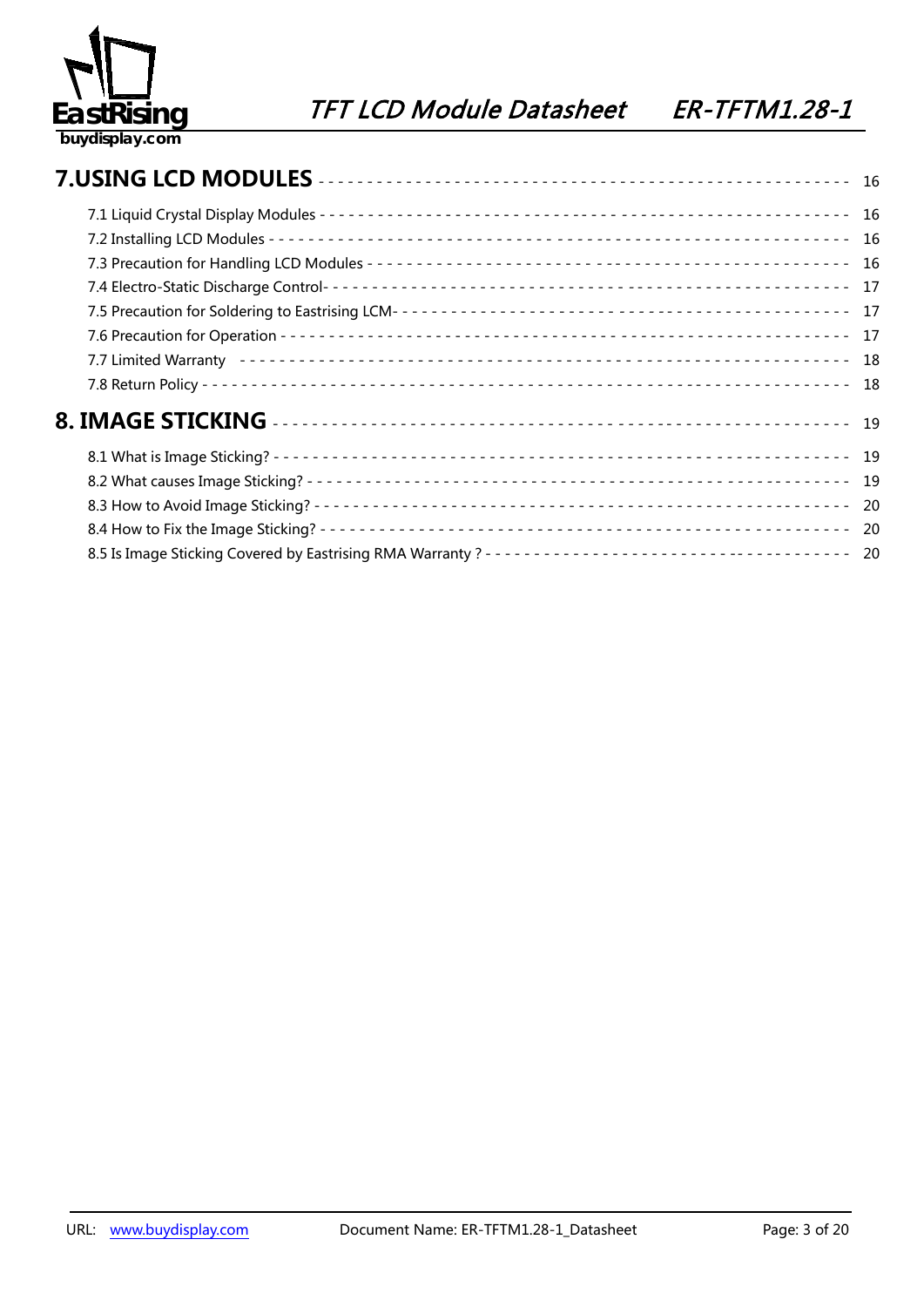**7.USING LCD MODULES** ---------------------------------------------------- 16

7.1 Liquid Crystal Display Modules ---------------------------------------------------- 16
7.2 Installing LCD Modules ---------------------------------------------------- 16
7.3 Precaution for Handling LCD Modules ---------------------------------------------------- 16
7.4 Electro-Static Discharge Control- ---------------------------------------------------- 17
7.5 Precaution for Soldering to Eastrising LCM- ---------------------------------------------------- 17
7.6 Precaution for Operation ---------------------------------------------------- 17
7.7 Limited Warranty ---------------------------------------------------- 18
7.8 Return Policy ---------------------------------------------------- 18

**8. IMAGE STICKING** ---------------------------------------------------- 19

8.1 What is Image Sticking? ---------------------------------------------------- 19
8.2 What causes Image Sticking? ---------------------------------------------------- 19
8.3 How to Avoid Image Sticking? ---------------------------------------------------- 20
8.4 How to Fix the Image Sticking? ---------------------------------------------------- 20
8.5 Is Image Sticking Covered by Eastrising RMA Warranty ? ---------------------------------------------------- 20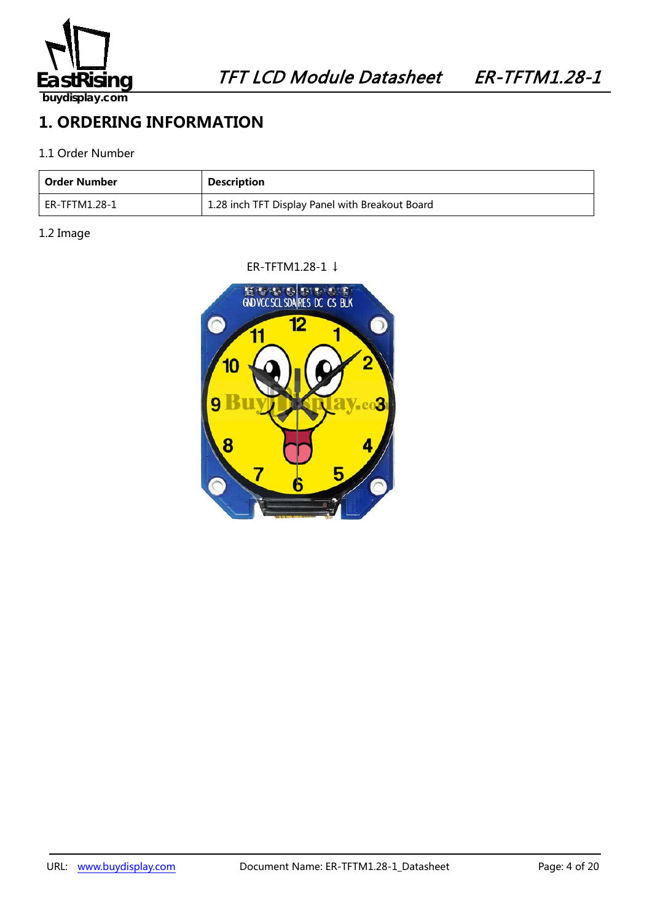# 1. ORDERING INFORMATION

1.1 Order Number

| Order Number | Description |
| --- | --- |
| ER-TFTM1.28-1 | 1.28 inch TFT Display Panel with Breakout Board |

1.2 Image

ER-TFTM1.28-1 ↓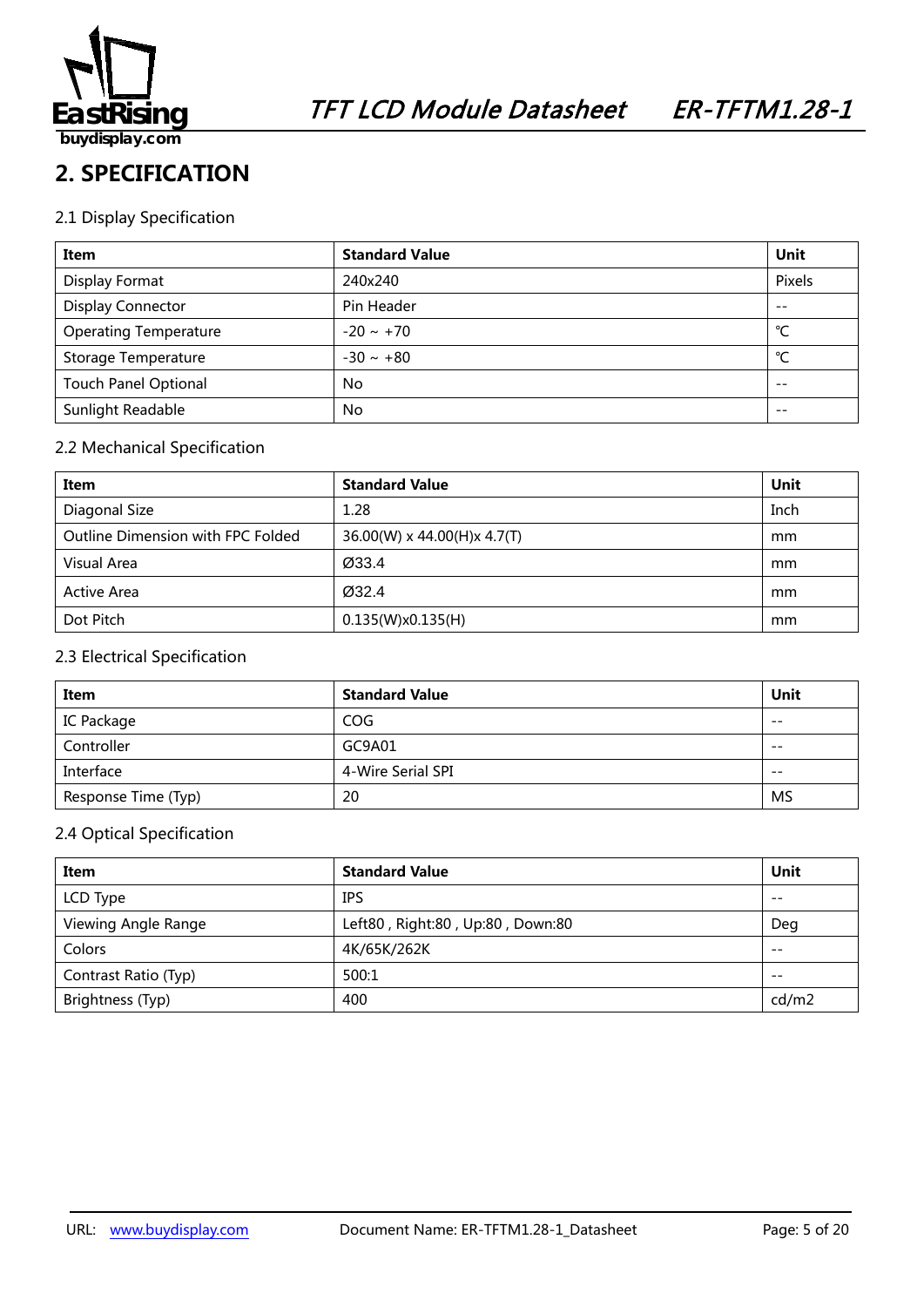## 2. SPECIFICATION

### 2.1 Display Specification

| Item | Standard Value | Unit |
|---|---|---|
| Display Format | 240x240 | Pixels |
| Display Connector | Pin Header | -- |
| Operating Temperature | -20 ~ +70 | ℃ |
| Storage Temperature | -30 ~ +80 | ℃ |
| Touch Panel Optional | No | -- |
| Sunlight Readable | No | -- |

### 2.2 Mechanical Specification

| Item | Standard Value | Unit |
|---|---|---|
| Diagonal Size | 1.28 | Inch |
| Outline Dimension with FPC Folded | 36.00(W) x 44.00(H)x 4.7(T) | mm |
| Visual Area | Ø33.4 | mm |
| Active Area | Ø32.4 | mm |
| Dot Pitch | 0.135(W)x0.135(H) | mm |

### 2.3 Electrical Specification

| Item | Standard Value | Unit |
|---|---|---|
| IC Package | COG | -- |
| Controller | GC9A01 | -- |
| Interface | 4-Wire Serial SPI | -- |
| Response Time (Typ) | 20 | MS |

### 2.4 Optical Specification

| Item | Standard Value | Unit |
|---|---|---|
| LCD Type | IPS | -- |
| Viewing Angle Range | Left80 , Right:80 , Up:80 , Down:80 | Deg |
| Colors | 4K/65K/262K | -- |
| Contrast Ratio (Typ) | 500:1 | -- |
| Brightness (Typ) | 400 | cd/m2 |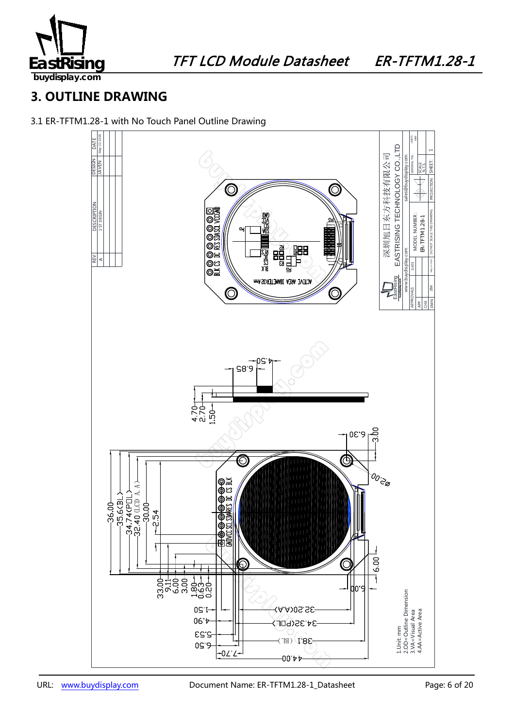# 3. OUTLINE DRAWING

3.1 ER-TFTM1.28-1 with No Touch Panel Outline Drawing

| REV | DESCRIPTION | DESIGN | DATE |
|---|---|---|---|
| A | 1'ST DESIGN | JAVEN | May-22-2020 |

深圳旭日东方科技有限公司
EASTRISING TECHNOLOGY CO.,LTD
www.buydisplay.com sales@buydisplay.com

MODEL NUMBER: ER-TFTM1.28-1

DO NOT SCALE THIS DRAWING

SCALE: N.T.S.

SHEET: 1

1.Unit: mm
2.OD=Outline Dimension
3.VA=Visual Area
4.AA=Active Area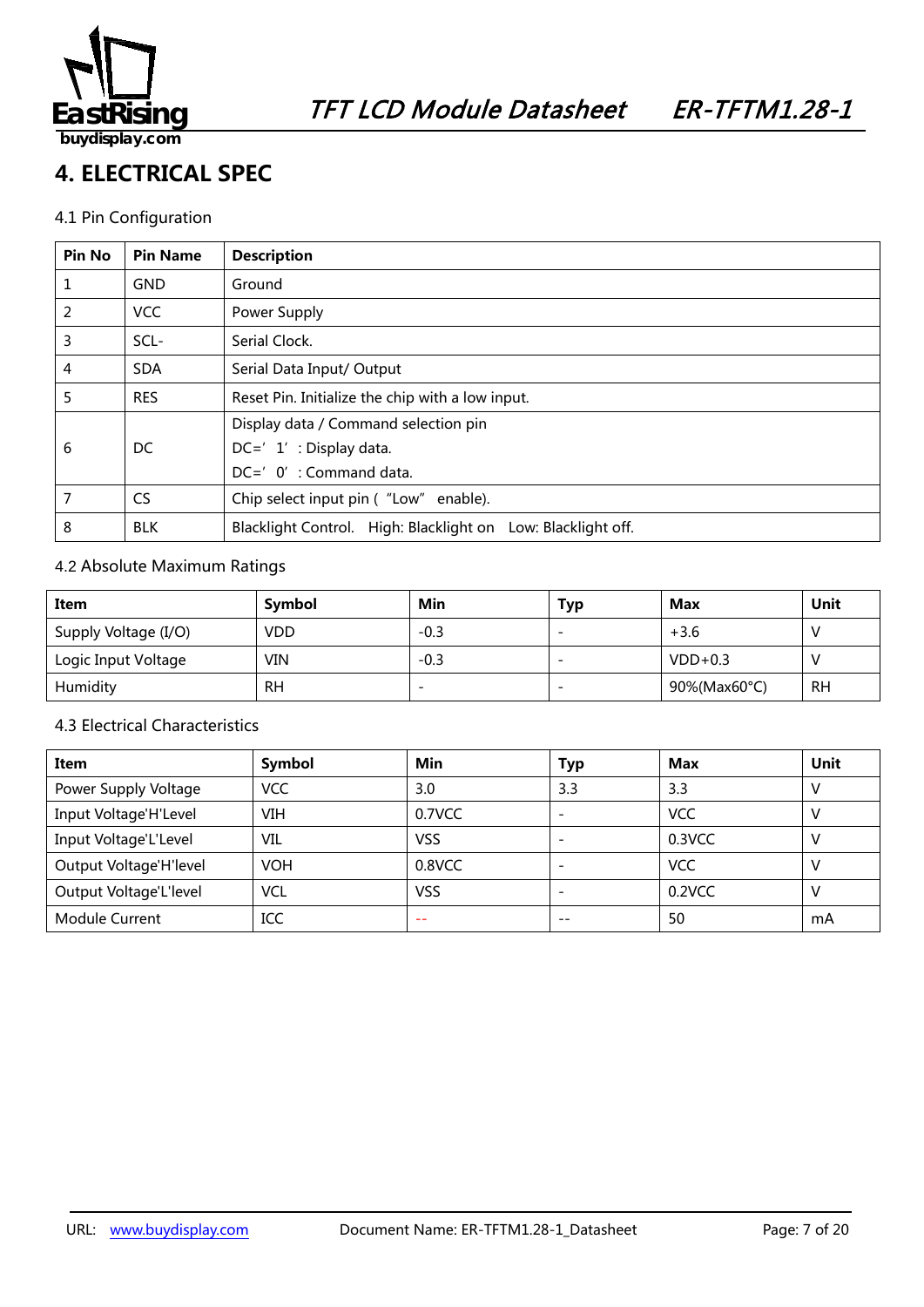## 4. ELECTRICAL SPEC

### 4.1 Pin Configuration

| Pin No | Pin Name | Description |
|---|---|---|
| 1 | GND | Ground |
| 2 | VCC | Power Supply |
| 3 | SCL- | Serial Clock. |
| 4 | SDA | Serial Data Input/ Output |
| 5 | RES | Reset Pin. Initialize the chip with a low input. |
| 6 | DC | Display data / Command selection pin<br>DC='1': Display data.<br>DC='0': Command data. |
| 7 | CS | Chip select input pin ("Low" enable). |
| 8 | BLK | Blacklight Control. High: Blacklight on Low: Blacklight off. |

### 4.2 Absolute Maximum Ratings

| Item | Symbol | Min | Typ | Max | Unit |
|---|---|---|---|---|---|
| Supply Voltage (I/O) | VDD | -0.3 | - | +3.6 | V |
| Logic Input Voltage | VIN | -0.3 | - | VDD+0.3 | V |
| Humidity | RH | - | - | 90%(Max60°C) | RH |

### 4.3 Electrical Characteristics

| Item | Symbol | Min | Typ | Max | Unit |
|---|---|---|---|---|---|
| Power Supply Voltage | VCC | 3.0 | 3.3 | 3.3 | V |
| Input Voltage'H'Level | VIH | 0.7VCC | - | VCC | V |
| Input Voltage'L'Level | VIL | VSS | - | 0.3VCC | V |
| Output Voltage'H'level | VOH | 0.8VCC | - | VCC | V |
| Output Voltage'L'level | VCL | VSS | - | 0.2VCC | V |
| Module Current | ICC | -- | -- | 50 | mA |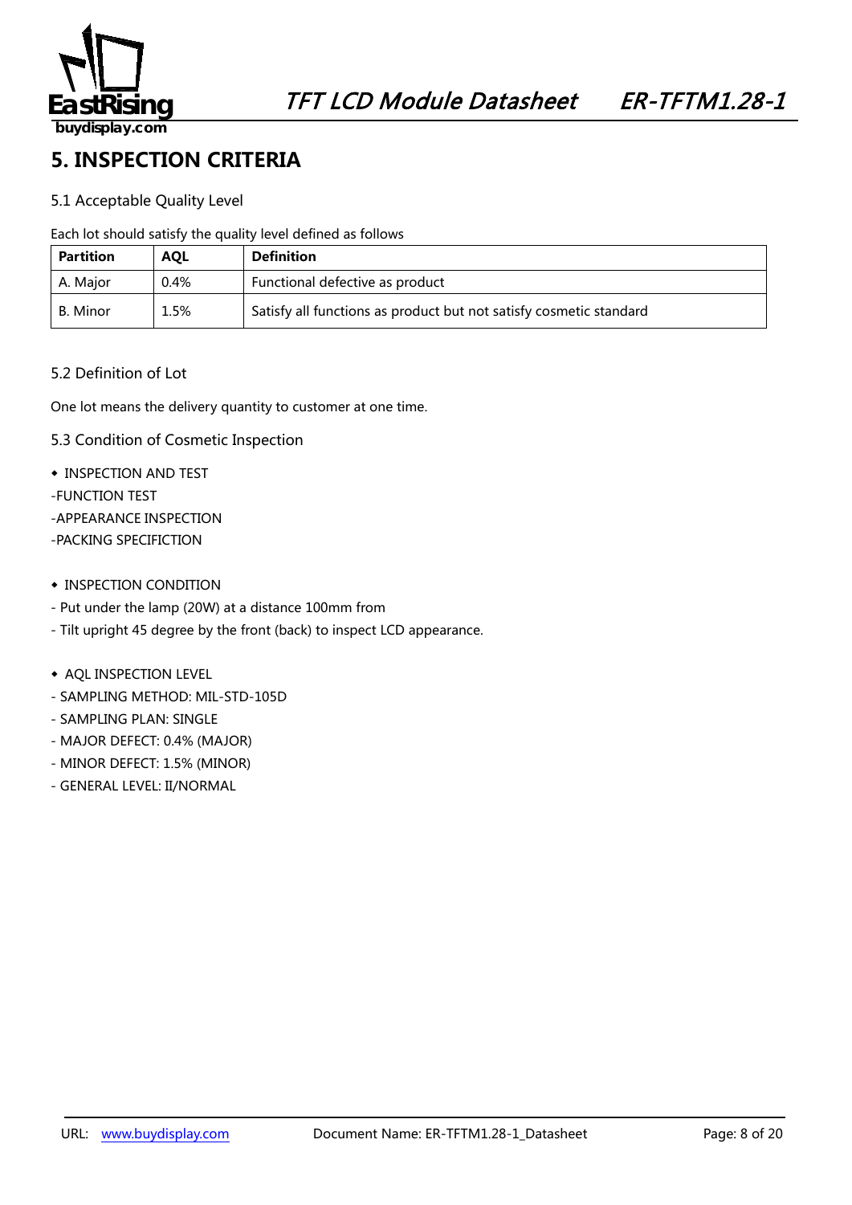# 5. INSPECTION CRITERIA

## 5.1 Acceptable Quality Level

Each lot should satisfy the quality level defined as follows

| Partition | AQL | Definition |
|---|---|---|
| A. Major | 0.4% | Functional defective as product |
| B. Minor | 1.5% | Satisfy all functions as product but not satisfy cosmetic standard |

## 5.2 Definition of Lot

One lot means the delivery quantity to customer at one time.

## 5.3 Condition of Cosmetic Inspection

- INSPECTION AND TEST

-FUNCTION TEST

-APPEARANCE INSPECTION

-PACKING SPECIFICTION

- INSPECTION CONDITION

- Put under the lamp (20W) at a distance 100mm from
- Tilt upright 45 degree by the front (back) to inspect LCD appearance.

- AQL INSPECTION LEVEL

- SAMPLING METHOD: MIL-STD-105D
- SAMPLING PLAN: SINGLE
- MAJOR DEFECT: 0.4% (MAJOR)
- MINOR DEFECT: 1.5% (MINOR)
- GENERAL LEVEL: II/NORMAL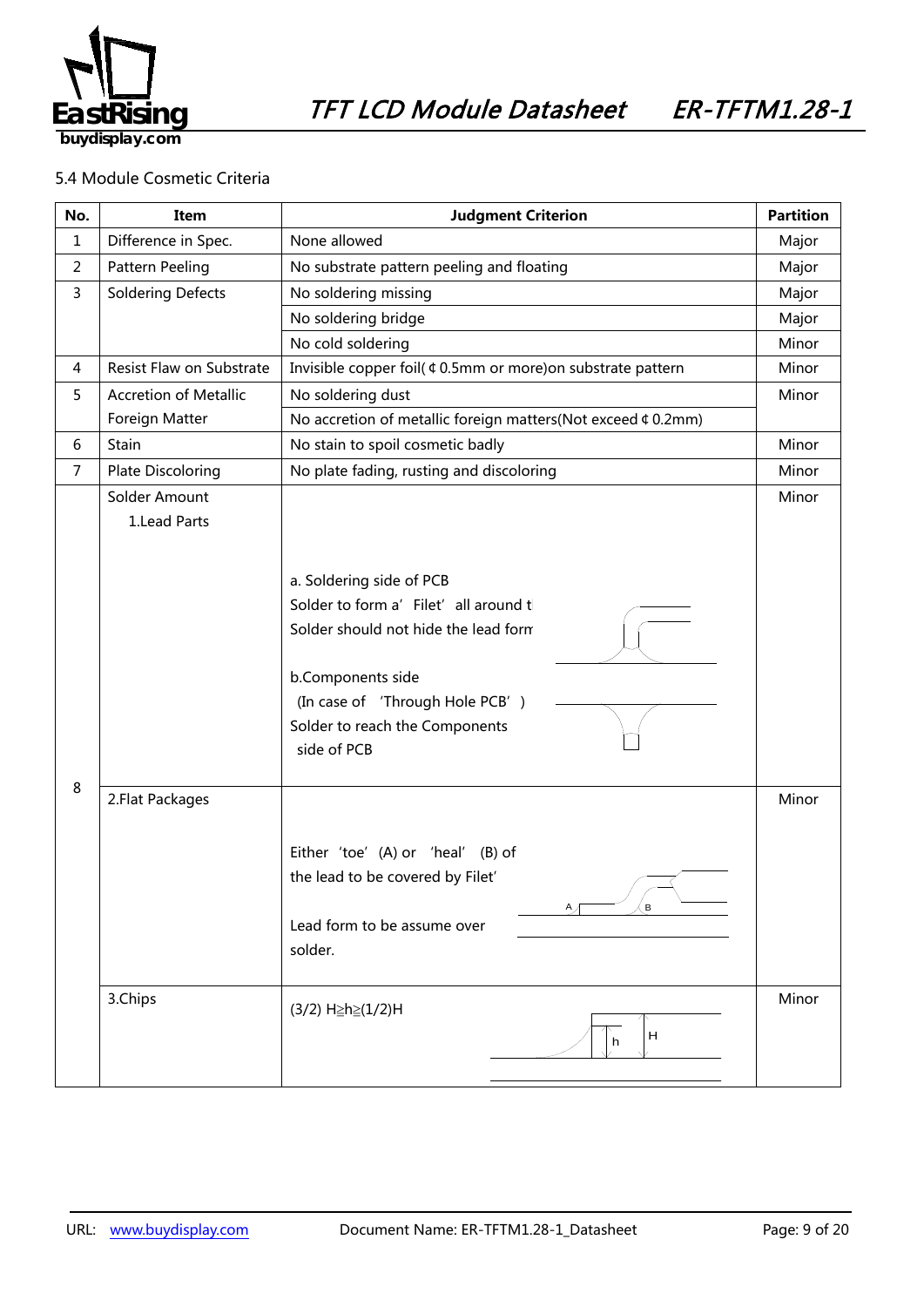5.4 Module Cosmetic Criteria

| No. | Item | Judgment Criterion | Partition |
|---|---|---|---|
| 1 | Difference in Spec. | None allowed | Major |
| 2 | Pattern Peeling | No substrate pattern peeling and floating | Major |
| 3 | Soldering Defects | No soldering missing | Major |
| | | No soldering bridge | Major |
| | | No cold soldering | Minor |
| 4 | Resist Flaw on Substrate | Invisible copper foil(¢0.5mm or more)on substrate pattern | Minor |
| 5 | Accretion of Metallic Foreign Matter | No soldering dust<br>No accretion of metallic foreign matters(Not exceed ¢0.2mm) | Minor |
| 6 | Stain | No stain to spoil cosmetic badly | Minor |
| 7 | Plate Discoloring | No plate fading, rusting and discoloring | Minor |
| 8 | Solder Amount<br>1.Lead Parts | a. Soldering side of PCB<br>Solder to form a' Filet' all around t<br>Solder should not hide the lead form<br><br>b.Components side<br>(In case of 'Through Hole PCB')<br>Solder to reach the Components side of PCB | Minor |
| | 2.Flat Packages | Either 'toe' (A) or 'heal' (B) of the lead to be covered by Filet'<br><br>Lead form to be assume over solder. | Minor |
| | 3.Chips | (3/2) H≧h≧(1/2)H | Minor |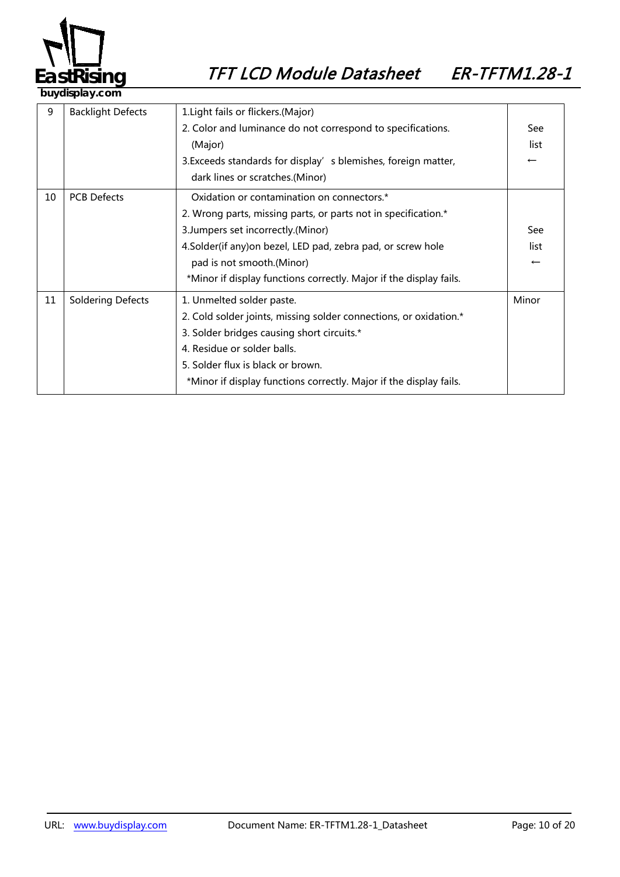| 9 | Backlight Defects | 1.Light fails or flickers.(Major)<br>2. Color and luminance do not correspond to specifications. (Major)<br>3.Exceeds standards for display' s blemishes, foreign matter, dark lines or scratches.(Minor) | See list ← |
|---|---|---|---|
| 10 | PCB Defects | Oxidation or contamination on connectors.*<br>2. Wrong parts, missing parts, or parts not in specification.*<br>3.Jumpers set incorrectly.(Minor)<br>4.Solder(if any)on bezel, LED pad, zebra pad, or screw hole pad is not smooth.(Minor)<br>*Minor if display functions correctly. Major if the display fails. | See list ← |
| 11 | Soldering Defects | 1. Unmelted solder paste.<br>2. Cold solder joints, missing solder connections, or oxidation.*<br>3. Solder bridges causing short circuits.*<br>4. Residue or solder balls.<br>5. Solder flux is black or brown.<br>*Minor if display functions correctly. Major if the display fails. | Minor |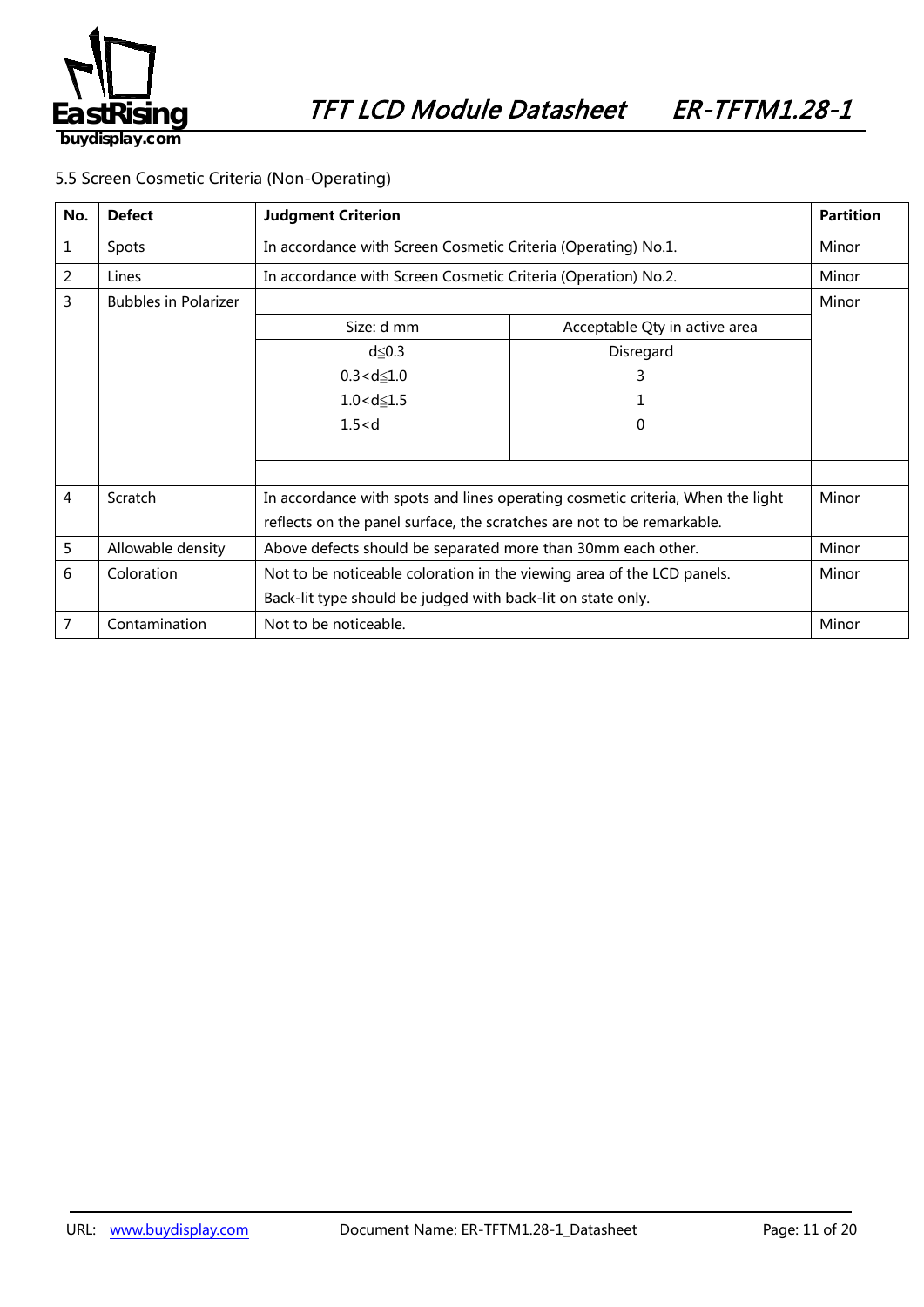5.5 Screen Cosmetic Criteria (Non-Operating)

| No. | Defect | Judgment Criterion | | Partition |
|---|---|---|---|---|
| 1 | Spots | In accordance with Screen Cosmetic Criteria (Operating) No.1. | | Minor |
| 2 | Lines | In accordance with Screen Cosmetic Criteria (Operation) No.2. | | Minor |
| 3 | Bubbles in Polarizer | Size: d mm | Acceptable Qty in active area | Minor |
| | | d≦0.3 | Disregard | |
| | | 0.3<d≦1.0 | 3 | |
| | | 1.0<d≦1.5 | 1 | |
| | | 1.5<d | 0 | |
| 4 | Scratch | In accordance with spots and lines operating cosmetic criteria, When the light reflects on the panel surface, the scratches are not to be remarkable. | | Minor |
| 5 | Allowable density | Above defects should be separated more than 30mm each other. | | Minor |
| 6 | Coloration | Not to be noticeable coloration in the viewing area of the LCD panels. Back-lit type should be judged with back-lit on state only. | | Minor |
| 7 | Contamination | Not to be noticeable. | | Minor |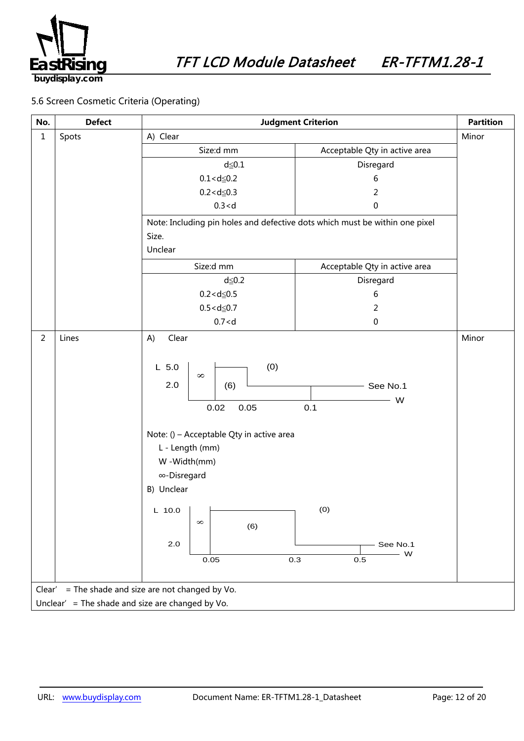5.6 Screen Cosmetic Criteria (Operating)

| No. | Defect | Judgment Criterion | Partition |
|---|---|---|---|
| 1 | Spots | A) Clear | Minor |

**A) Clear**

| Size:d mm | Acceptable Qty in active area |
|---|---|
| d≦0.1 | Disregard |
| 0.1<d≦0.2 | 6 |
| 0.2<d≦0.3 | 2 |
| 0.3<d | 0 |

Note: Including pin holes and defective dots which must be within one pixel Size.

**Unclear**

| Size:d mm | Acceptable Qty in active area |
|---|---|
| d≦0.2 | Disregard |
| 0.2<d≦0.5 | 6 |
| 0.5<d≦0.7 | 2 |
| 0.7<d | 0 |

| No. | Defect | Judgment Criterion | Partition |
|---|---|---|---|
| 2 | Lines | A) Clear | Minor |

**A) Clear**

- L axis: 5.0, 2.0; W axis: 0.02, 0.05, 0.1
- W ≦ 0.02: ∞
- 0.02 < W ≦ 0.05, L ≦ 5.0: (6)
- L > 5.0 or 0.05 < W ≦ 0.1: (0)
- W > 0.1: See No.1

Note: () – Acceptable Qty in active area
L - Length (mm)
W -Width(mm)
∞-Disregard

**B) Unclear**

- L axis: 10.0, 2.0; W axis: 0.05, 0.3, 0.5
- W ≦ 0.05: ∞
- 0.05 < W ≦ 0.3, L ≦ 10.0: (6)
- L > 10.0 or 0.3 < W ≦ 0.5: (0)
- W > 0.5: See No.1

Clear' = The shade and size are not changed by Vo.
Unclear' = The shade and size are changed by Vo.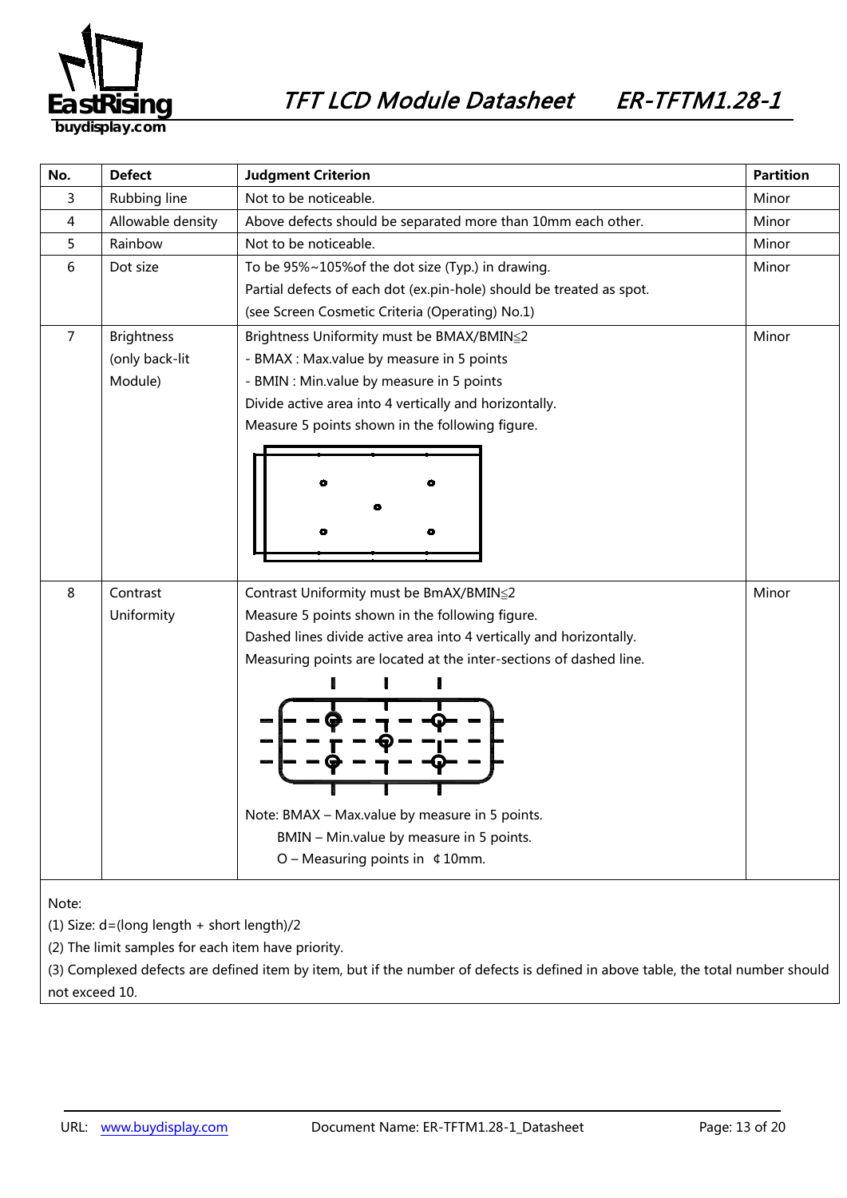| No. | Defect | Judgment Criterion | Partition |
|---|---|---|---|
| 3 | Rubbing line | Not to be noticeable. | Minor |
| 4 | Allowable density | Above defects should be separated more than 10mm each other. | Minor |
| 5 | Rainbow | Not to be noticeable. | Minor |
| 6 | Dot size | To be 95%~105%of the dot size (Typ.) in drawing.<br>Partial defects of each dot (ex.pin-hole) should be treated as spot.<br>(see Screen Cosmetic Criteria (Operating) No.1) | Minor |
| 7 | Brightness (only back-lit Module) | Brightness Uniformity must be BMAX/BMIN≦2<br>- BMAX : Max.value by measure in 5 points<br>- BMIN : Min.value by measure in 5 points<br>Divide active area into 4 vertically and horizontally.<br>Measure 5 points shown in the following figure. | Minor |
| 8 | Contrast Uniformity | Contrast Uniformity must be BmAX/BMIN≦2<br>Measure 5 points shown in the following figure.<br>Dashed lines divide active area into 4 vertically and horizontally.<br>Measuring points are located at the inter-sections of dashed line.<br>Note: BMAX – Max.value by measure in 5 points.<br>BMIN – Min.value by measure in 5 points.<br>O – Measuring points in ¢10mm. | Minor |

Note:

(1) Size: d=(long length + short length)/2

(2) The limit samples for each item have priority.

(3) Complexed defects are defined item by item, but if the number of defects is defined in above table, the total number should not exceed 10.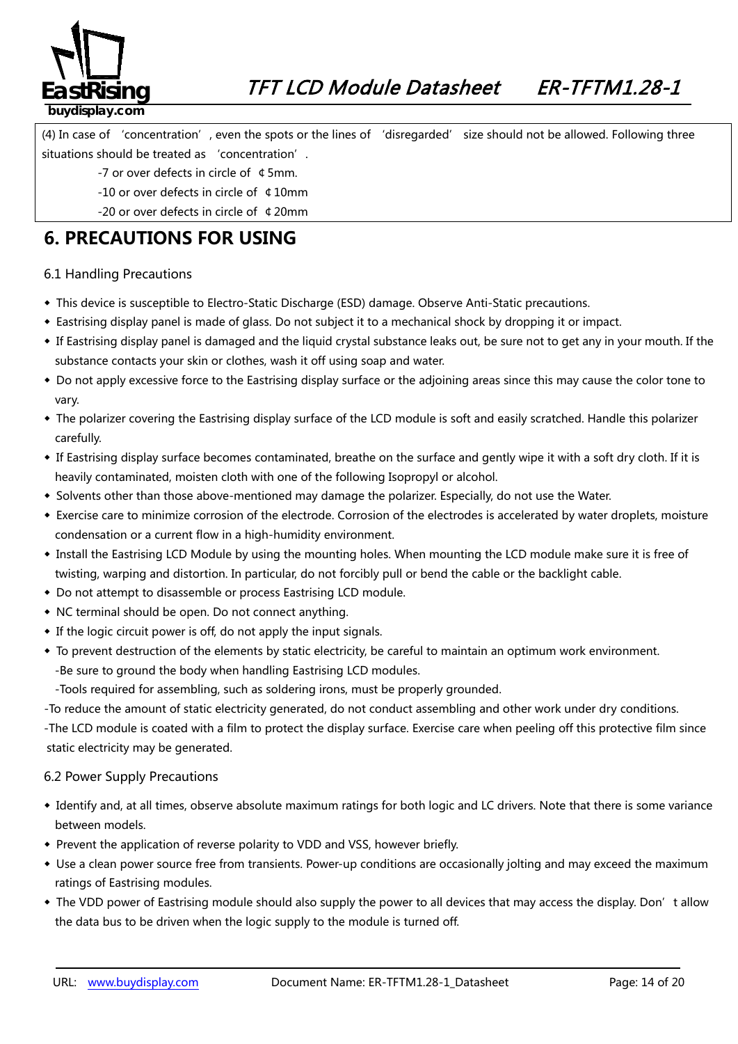(4) In case of 'concentration', even the spots or the lines of 'disregarded' size should not be allowed. Following three situations should be treated as 'concentration'.

-7 or over defects in circle of ¢5mm.

-10 or over defects in circle of ¢10mm

-20 or over defects in circle of ¢20mm

# 6. PRECAUTIONS FOR USING

## 6.1 Handling Precautions

- This device is susceptible to Electro-Static Discharge (ESD) damage. Observe Anti-Static precautions.
- Eastrising display panel is made of glass. Do not subject it to a mechanical shock by dropping it or impact.
- If Eastrising display panel is damaged and the liquid crystal substance leaks out, be sure not to get any in your mouth. If the substance contacts your skin or clothes, wash it off using soap and water.
- Do not apply excessive force to the Eastrising display surface or the adjoining areas since this may cause the color tone to vary.
- The polarizer covering the Eastrising display surface of the LCD module is soft and easily scratched. Handle this polarizer carefully.
- If Eastrising display surface becomes contaminated, breathe on the surface and gently wipe it with a soft dry cloth. If it is heavily contaminated, moisten cloth with one of the following Isopropyl or alcohol.
- Solvents other than those above-mentioned may damage the polarizer. Especially, do not use the Water.
- Exercise care to minimize corrosion of the electrode. Corrosion of the electrodes is accelerated by water droplets, moisture condensation or a current flow in a high-humidity environment.
- Install the Eastrising LCD Module by using the mounting holes. When mounting the LCD module make sure it is free of twisting, warping and distortion. In particular, do not forcibly pull or bend the cable or the backlight cable.
- Do not attempt to disassemble or process Eastrising LCD module.
- NC terminal should be open. Do not connect anything.
- If the logic circuit power is off, do not apply the input signals.
- To prevent destruction of the elements by static electricity, be careful to maintain an optimum work environment.
  -Be sure to ground the body when handling Eastrising LCD modules.
  -Tools required for assembling, such as soldering irons, must be properly grounded.

-To reduce the amount of static electricity generated, do not conduct assembling and other work under dry conditions.

-The LCD module is coated with a film to protect the display surface. Exercise care when peeling off this protective film since static electricity may be generated.

## 6.2 Power Supply Precautions

- Identify and, at all times, observe absolute maximum ratings for both logic and LC drivers. Note that there is some variance between models.
- Prevent the application of reverse polarity to VDD and VSS, however briefly.
- Use a clean power source free from transients. Power-up conditions are occasionally jolting and may exceed the maximum ratings of Eastrising modules.
- The VDD power of Eastrising module should also supply the power to all devices that may access the display. Don't allow the data bus to be driven when the logic supply to the module is turned off.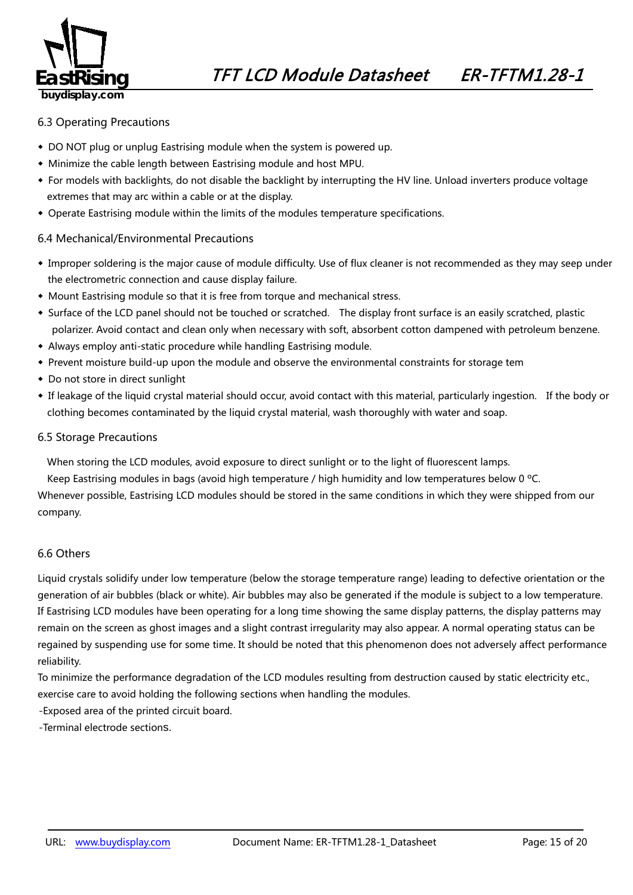### 6.3 Operating Precautions

- DO NOT plug or unplug Eastrising module when the system is powered up.
- Minimize the cable length between Eastrising module and host MPU.
- For models with backlights, do not disable the backlight by interrupting the HV line. Unload inverters produce voltage extremes that may arc within a cable or at the display.
- Operate Eastrising module within the limits of the modules temperature specifications.

### 6.4 Mechanical/Environmental Precautions

- Improper soldering is the major cause of module difficulty. Use of flux cleaner is not recommended as they may seep under the electrometric connection and cause display failure.
- Mount Eastrising module so that it is free from torque and mechanical stress.
- Surface of the LCD panel should not be touched or scratched. The display front surface is an easily scratched, plastic polarizer. Avoid contact and clean only when necessary with soft, absorbent cotton dampened with petroleum benzene.
- Always employ anti-static procedure while handling Eastrising module.
- Prevent moisture build-up upon the module and observe the environmental constraints for storage tem
- Do not store in direct sunlight
- If leakage of the liquid crystal material should occur, avoid contact with this material, particularly ingestion. If the body or clothing becomes contaminated by the liquid crystal material, wash thoroughly with water and soap.

### 6.5 Storage Precautions

When storing the LCD modules, avoid exposure to direct sunlight or to the light of fluorescent lamps.

Keep Eastrising modules in bags (avoid high temperature / high humidity and low temperatures below 0 ºC.

Whenever possible, Eastrising LCD modules should be stored in the same conditions in which they were shipped from our company.

### 6.6 Others

Liquid crystals solidify under low temperature (below the storage temperature range) leading to defective orientation or the generation of air bubbles (black or white). Air bubbles may also be generated if the module is subject to a low temperature. If Eastrising LCD modules have been operating for a long time showing the same display patterns, the display patterns may remain on the screen as ghost images and a slight contrast irregularity may also appear. A normal operating status can be regained by suspending use for some time. It should be noted that this phenomenon does not adversely affect performance reliability.

To minimize the performance degradation of the LCD modules resulting from destruction caused by static electricity etc., exercise care to avoid holding the following sections when handling the modules.

-Exposed area of the printed circuit board.

-Terminal electrode sections.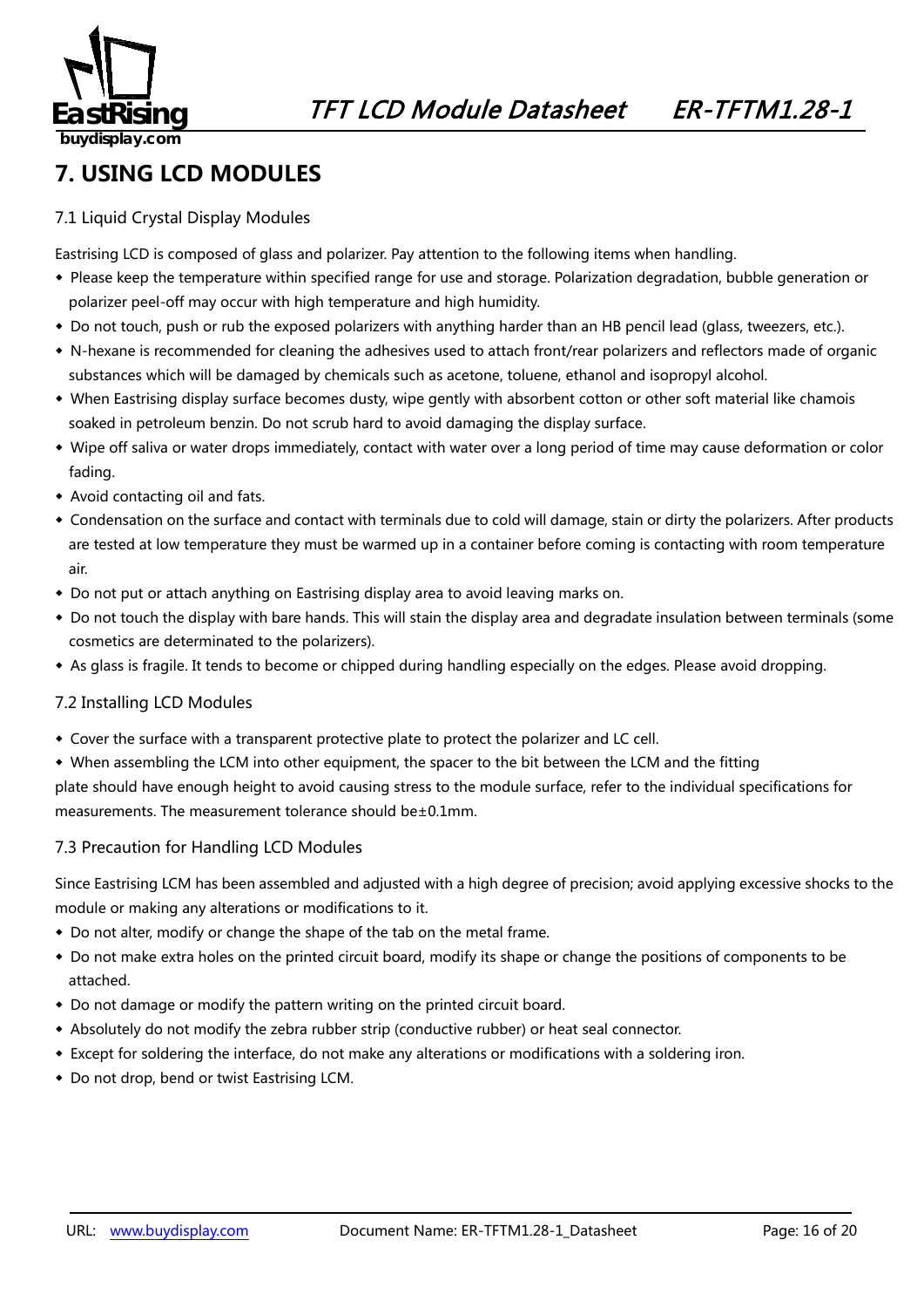# 7. USING LCD MODULES

## 7.1 Liquid Crystal Display Modules

Eastrising LCD is composed of glass and polarizer. Pay attention to the following items when handling.

- Please keep the temperature within specified range for use and storage. Polarization degradation, bubble generation or polarizer peel-off may occur with high temperature and high humidity.
- Do not touch, push or rub the exposed polarizers with anything harder than an HB pencil lead (glass, tweezers, etc.).
- N-hexane is recommended for cleaning the adhesives used to attach front/rear polarizers and reflectors made of organic substances which will be damaged by chemicals such as acetone, toluene, ethanol and isopropyl alcohol.
- When Eastrising display surface becomes dusty, wipe gently with absorbent cotton or other soft material like chamois soaked in petroleum benzin. Do not scrub hard to avoid damaging the display surface.
- Wipe off saliva or water drops immediately, contact with water over a long period of time may cause deformation or color fading.
- Avoid contacting oil and fats.
- Condensation on the surface and contact with terminals due to cold will damage, stain or dirty the polarizers. After products are tested at low temperature they must be warmed up in a container before coming is contacting with room temperature air.
- Do not put or attach anything on Eastrising display area to avoid leaving marks on.
- Do not touch the display with bare hands. This will stain the display area and degradate insulation between terminals (some cosmetics are determinated to the polarizers).
- As glass is fragile. It tends to become or chipped during handling especially on the edges. Please avoid dropping.

## 7.2 Installing LCD Modules

- Cover the surface with a transparent protective plate to protect the polarizer and LC cell.
- When assembling the LCM into other equipment, the spacer to the bit between the LCM and the fitting

plate should have enough height to avoid causing stress to the module surface, refer to the individual specifications for measurements. The measurement tolerance should be±0.1mm.

## 7.3 Precaution for Handling LCD Modules

Since Eastrising LCM has been assembled and adjusted with a high degree of precision; avoid applying excessive shocks to the module or making any alterations or modifications to it.

- Do not alter, modify or change the shape of the tab on the metal frame.
- Do not make extra holes on the printed circuit board, modify its shape or change the positions of components to be attached.
- Do not damage or modify the pattern writing on the printed circuit board.
- Absolutely do not modify the zebra rubber strip (conductive rubber) or heat seal connector.
- Except for soldering the interface, do not make any alterations or modifications with a soldering iron.
- Do not drop, bend or twist Eastrising LCM.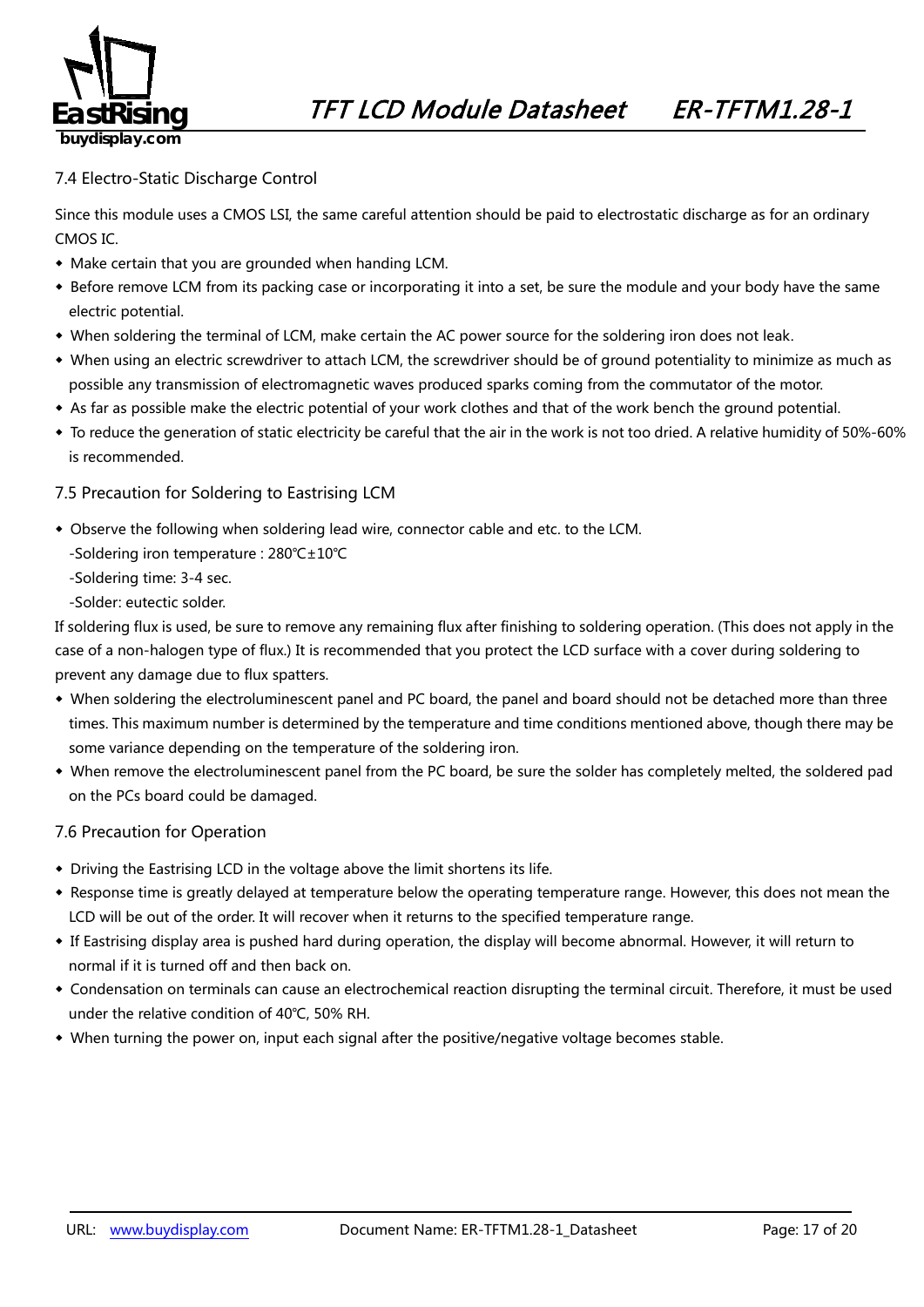### 7.4 Electro-Static Discharge Control

Since this module uses a CMOS LSI, the same careful attention should be paid to electrostatic discharge as for an ordinary CMOS IC.

- Make certain that you are grounded when handing LCM.
- Before remove LCM from its packing case or incorporating it into a set, be sure the module and your body have the same electric potential.
- When soldering the terminal of LCM, make certain the AC power source for the soldering iron does not leak.
- When using an electric screwdriver to attach LCM, the screwdriver should be of ground potentiality to minimize as much as possible any transmission of electromagnetic waves produced sparks coming from the commutator of the motor.
- As far as possible make the electric potential of your work clothes and that of the work bench the ground potential.
- To reduce the generation of static electricity be careful that the air in the work is not too dried. A relative humidity of 50%-60% is recommended.

### 7.5 Precaution for Soldering to Eastrising LCM

- Observe the following when soldering lead wire, connector cable and etc. to the LCM.
  - -Soldering iron temperature : 280℃±10℃
  - -Soldering time: 3-4 sec.
  - -Solder: eutectic solder.

If soldering flux is used, be sure to remove any remaining flux after finishing to soldering operation. (This does not apply in the case of a non-halogen type of flux.) It is recommended that you protect the LCD surface with a cover during soldering to prevent any damage due to flux spatters.

- When soldering the electroluminescent panel and PC board, the panel and board should not be detached more than three times. This maximum number is determined by the temperature and time conditions mentioned above, though there may be some variance depending on the temperature of the soldering iron.
- When remove the electroluminescent panel from the PC board, be sure the solder has completely melted, the soldered pad on the PCs board could be damaged.

### 7.6 Precaution for Operation

- Driving the Eastrising LCD in the voltage above the limit shortens its life.
- Response time is greatly delayed at temperature below the operating temperature range. However, this does not mean the LCD will be out of the order. It will recover when it returns to the specified temperature range.
- If Eastrising display area is pushed hard during operation, the display will become abnormal. However, it will return to normal if it is turned off and then back on.
- Condensation on terminals can cause an electrochemical reaction disrupting the terminal circuit. Therefore, it must be used under the relative condition of 40℃, 50% RH.
- When turning the power on, input each signal after the positive/negative voltage becomes stable.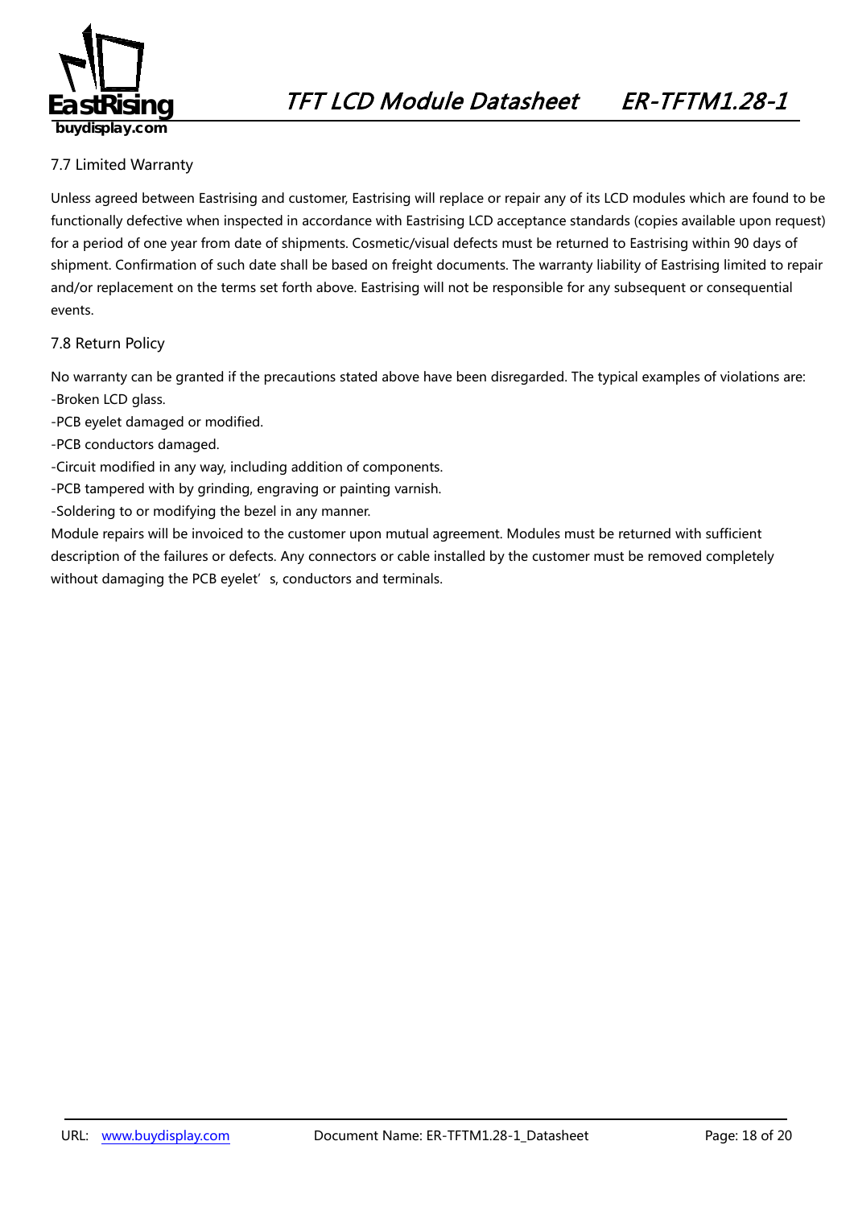### 7.7 Limited Warranty

Unless agreed between Eastrising and customer, Eastrising will replace or repair any of its LCD modules which are found to be functionally defective when inspected in accordance with Eastrising LCD acceptance standards (copies available upon request) for a period of one year from date of shipments. Cosmetic/visual defects must be returned to Eastrising within 90 days of shipment. Confirmation of such date shall be based on freight documents. The warranty liability of Eastrising limited to repair and/or replacement on the terms set forth above. Eastrising will not be responsible for any subsequent or consequential events.

### 7.8 Return Policy

No warranty can be granted if the precautions stated above have been disregarded. The typical examples of violations are:
-Broken LCD glass.
-PCB eyelet damaged or modified.
-PCB conductors damaged.
-Circuit modified in any way, including addition of components.
-PCB tampered with by grinding, engraving or painting varnish.
-Soldering to or modifying the bezel in any manner.
Module repairs will be invoiced to the customer upon mutual agreement. Modules must be returned with sufficient description of the failures or defects. Any connectors or cable installed by the customer must be removed completely without damaging the PCB eyelet's, conductors and terminals.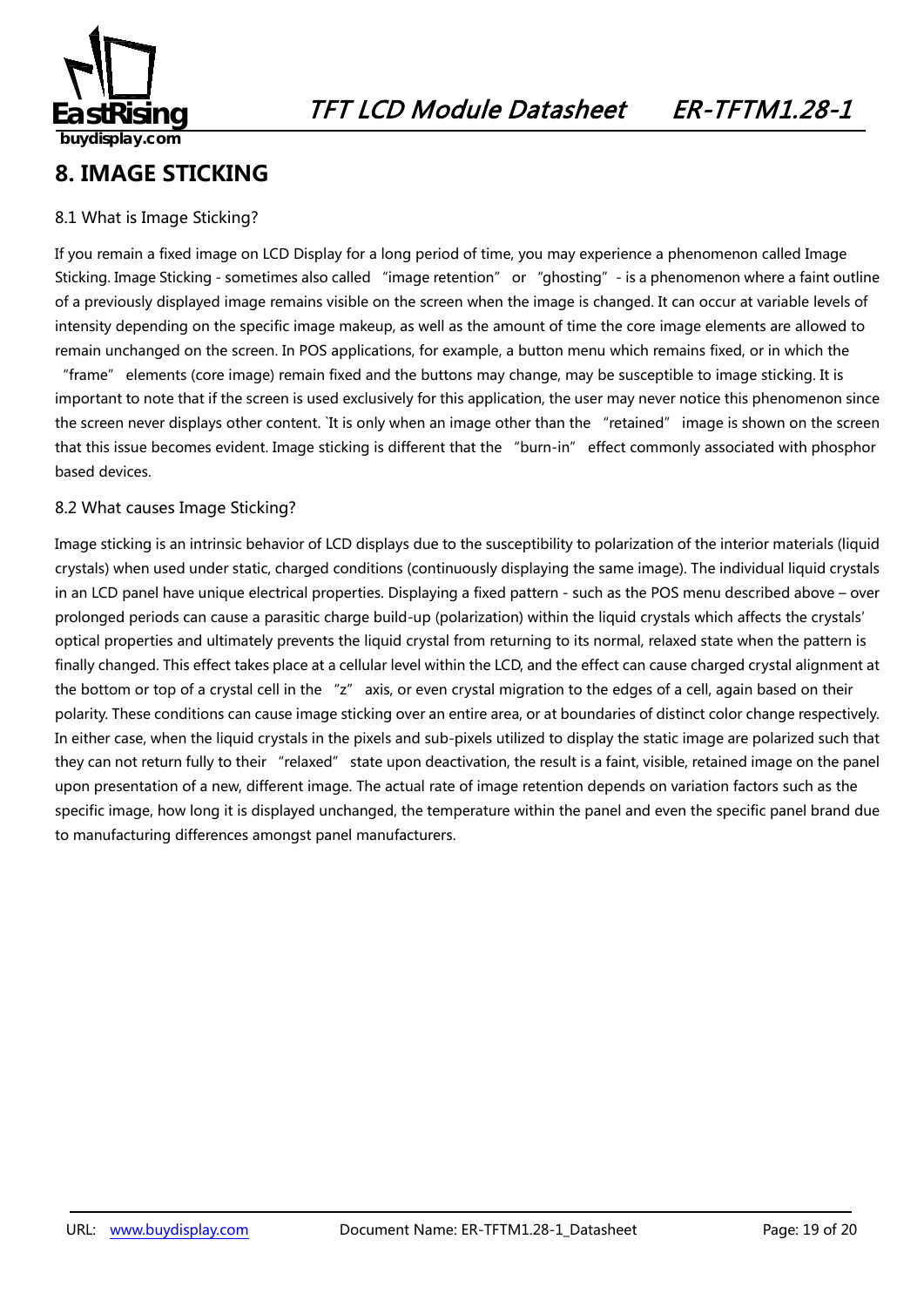## 8. IMAGE STICKING

### 8.1 What is Image Sticking?

If you remain a fixed image on LCD Display for a long period of time, you may experience a phenomenon called Image Sticking. Image Sticking - sometimes also called "image retention" or "ghosting" - is a phenomenon where a faint outline of a previously displayed image remains visible on the screen when the image is changed. It can occur at variable levels of intensity depending on the specific image makeup, as well as the amount of time the core image elements are allowed to remain unchanged on the screen. In POS applications, for example, a button menu which remains fixed, or in which the "frame" elements (core image) remain fixed and the buttons may change, may be susceptible to image sticking. It is important to note that if the screen is used exclusively for this application, the user may never notice this phenomenon since the screen never displays other content. `It is only when an image other than the "retained" image is shown on the screen that this issue becomes evident. Image sticking is different that the "burn-in" effect commonly associated with phosphor based devices.

### 8.2 What causes Image Sticking?

Image sticking is an intrinsic behavior of LCD displays due to the susceptibility to polarization of the interior materials (liquid crystals) when used under static, charged conditions (continuously displaying the same image). The individual liquid crystals in an LCD panel have unique electrical properties. Displaying a fixed pattern - such as the POS menu described above – over prolonged periods can cause a parasitic charge build-up (polarization) within the liquid crystals which affects the crystals' optical properties and ultimately prevents the liquid crystal from returning to its normal, relaxed state when the pattern is finally changed. This effect takes place at a cellular level within the LCD, and the effect can cause charged crystal alignment at the bottom or top of a crystal cell in the "z" axis, or even crystal migration to the edges of a cell, again based on their polarity. These conditions can cause image sticking over an entire area, or at boundaries of distinct color change respectively. In either case, when the liquid crystals in the pixels and sub-pixels utilized to display the static image are polarized such that they can not return fully to their "relaxed" state upon deactivation, the result is a faint, visible, retained image on the panel upon presentation of a new, different image. The actual rate of image retention depends on variation factors such as the specific image, how long it is displayed unchanged, the temperature within the panel and even the specific panel brand due to manufacturing differences amongst panel manufacturers.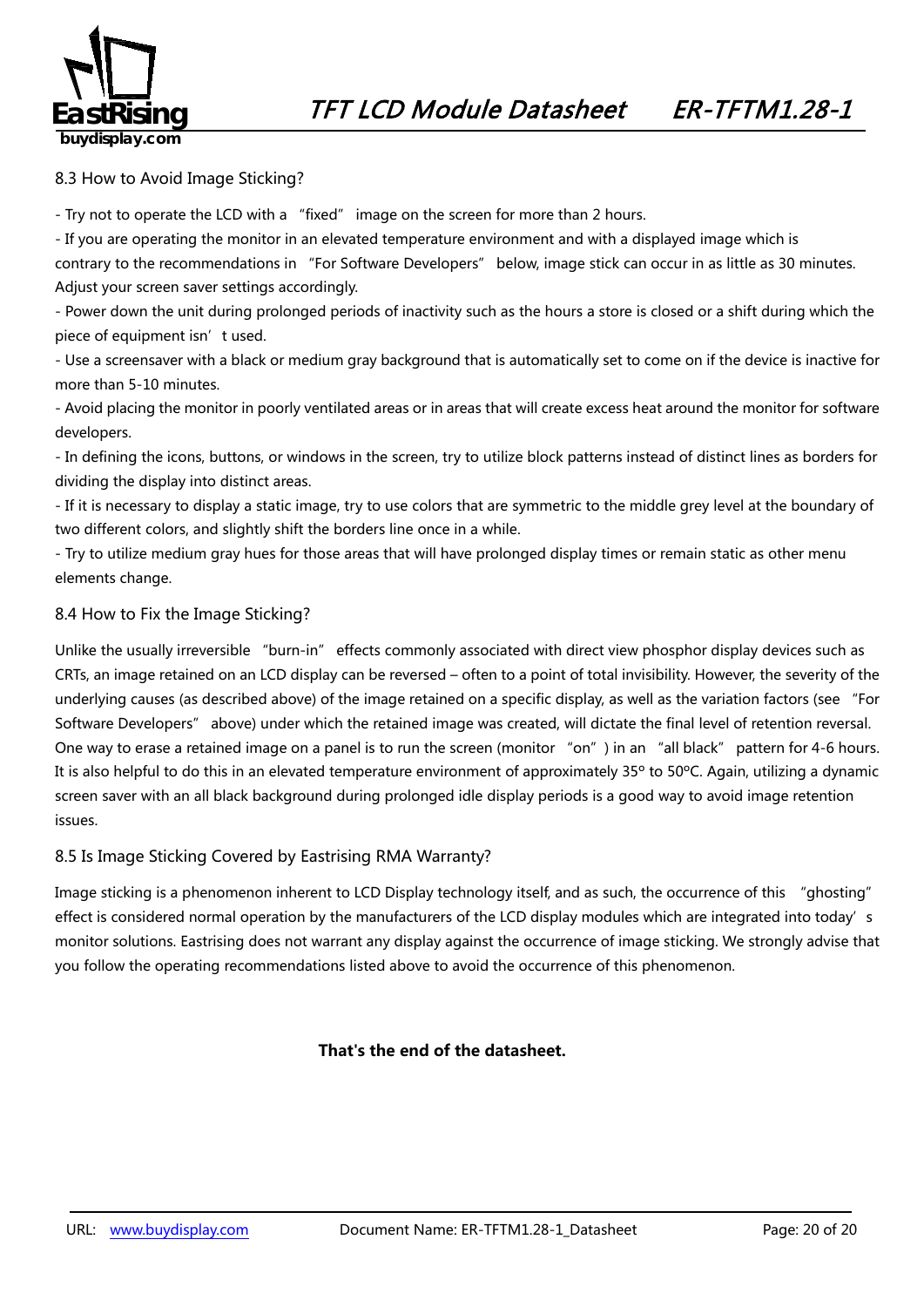## 8.3 How to Avoid Image Sticking?

- Try not to operate the LCD with a "fixed" image on the screen for more than 2 hours.
- If you are operating the monitor in an elevated temperature environment and with a displayed image which is contrary to the recommendations in "For Software Developers" below, image stick can occur in as little as 30 minutes. Adjust your screen saver settings accordingly.
- Power down the unit during prolonged periods of inactivity such as the hours a store is closed or a shift during which the piece of equipment isn't used.
- Use a screensaver with a black or medium gray background that is automatically set to come on if the device is inactive for more than 5-10 minutes.
- Avoid placing the monitor in poorly ventilated areas or in areas that will create excess heat around the monitor for software developers.
- In defining the icons, buttons, or windows in the screen, try to utilize block patterns instead of distinct lines as borders for dividing the display into distinct areas.
- If it is necessary to display a static image, try to use colors that are symmetric to the middle grey level at the boundary of two different colors, and slightly shift the borders line once in a while.
- Try to utilize medium gray hues for those areas that will have prolonged display times or remain static as other menu elements change.

## 8.4 How to Fix the Image Sticking?

Unlike the usually irreversible "burn-in" effects commonly associated with direct view phosphor display devices such as CRTs, an image retained on an LCD display can be reversed – often to a point of total invisibility. However, the severity of the underlying causes (as described above) of the image retained on a specific display, as well as the variation factors (see "For Software Developers" above) under which the retained image was created, will dictate the final level of retention reversal. One way to erase a retained image on a panel is to run the screen (monitor "on") in an "all black" pattern for 4-6 hours. It is also helpful to do this in an elevated temperature environment of approximately 35º to 50ºC. Again, utilizing a dynamic screen saver with an all black background during prolonged idle display periods is a good way to avoid image retention issues.

## 8.5 Is Image Sticking Covered by Eastrising RMA Warranty?

Image sticking is a phenomenon inherent to LCD Display technology itself, and as such, the occurrence of this "ghosting" effect is considered normal operation by the manufacturers of the LCD display modules which are integrated into today's monitor solutions. Eastrising does not warrant any display against the occurrence of image sticking. We strongly advise that you follow the operating recommendations listed above to avoid the occurrence of this phenomenon.

**That's the end of the datasheet.**